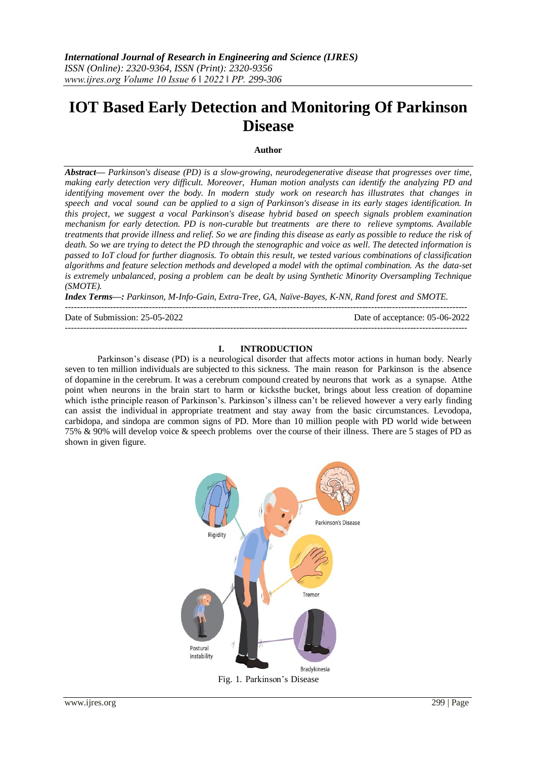# IOT Based Early Detection and Monitoring Of Parkinson Disease

**Author**

***Abstract—*** *Parkinson's disease (PD) is a slow-growing, neurodegenerative disease that progresses over time, making early detection very difficult. Moreover, Human motion analysts can identify the analyzing PD and identifying movement over the body. In modern study work on research has illustrates that changes in speech and vocal sound can be applied to a sign of Parkinson's disease in its early stages identification. In this project, we suggest a vocal Parkinson's disease hybrid based on speech signals problem examination mechanism for early detection. PD is non-curable but treatments are there to relieve symptoms. Available treatments that provide illness and relief. So we are finding this disease as early as possible to reduce the risk of death. So we are trying to detect the PD through the stenographic and voice as well. The detected information is passed to IoT cloud for further diagnosis. To obtain this result, we tested various combinations of classification algorithms and feature selection methods and developed a model with the optimal combination. As the data-set is extremely unbalanced, posing a problem can be dealt by using Synthetic Minority Oversampling Technique (SMOTE).*

***Index Terms—:*** *Parkinson, M-Info-Gain, Extra-Tree, GA, Naïve-Bayes, K-NN, Rand forest and SMOTE.*

---

Date of Submission: 25-05-2022 | Date of acceptance: 05-06-2022

---

## I. INTRODUCTION

Parkinson's disease (PD) is a neurological disorder that affects motor actions in human body. Nearly seven to ten million individuals are subjected to this sickness. The main reason for Parkinson is the absence of dopamine in the cerebrum. It was a cerebrum compound created by neurons that work as a synapse. Atthe point when neurons in the brain start to harm or kicksthe bucket, brings about less creation of dopamine which isthe principle reason of Parkinson's. Parkinson's illness can't be relieved however a very early finding can assist the individual in appropriate treatment and stay away from the basic circumstances. Levodopa, carbidopa, and sindopa are common signs of PD. More than 10 million people with PD world wide between 75% & 90% will develop voice & speech problems over the course of their illness. There are 5 stages of PD as shown in given figure.

Fig. 1. Parkinson's Disease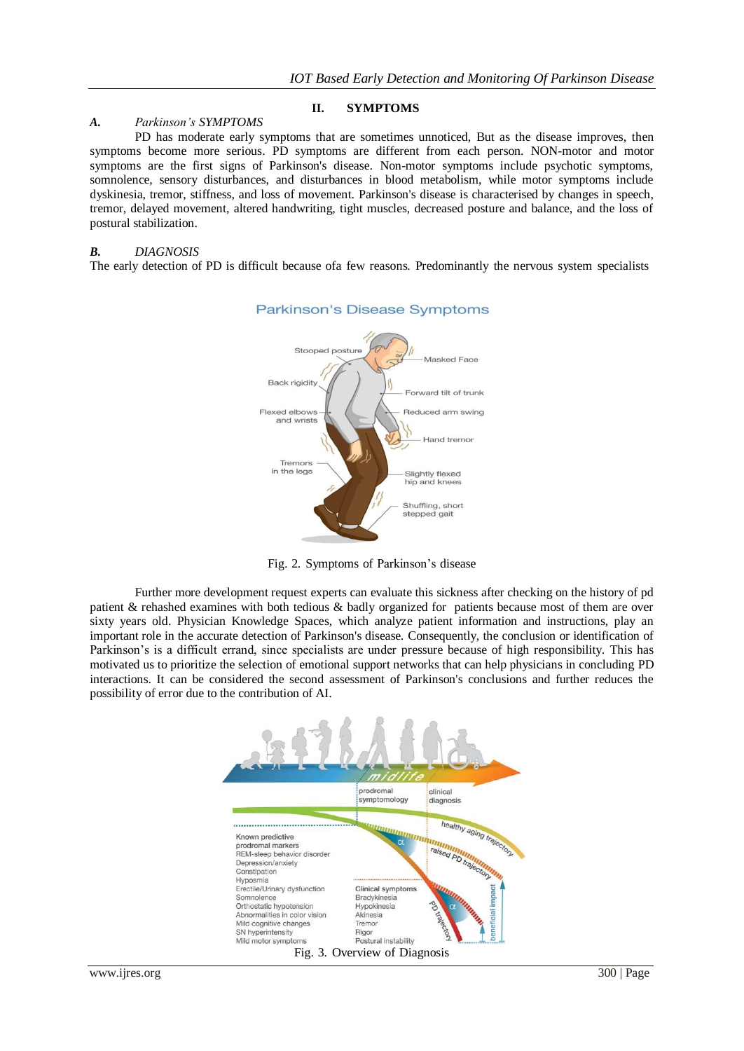## II. SYMPTOMS

### *A. Parkinson's SYMPTOMS*

PD has moderate early symptoms that are sometimes unnoticed, But as the disease improves, then symptoms become more serious. PD symptoms are different from each person. NON-motor and motor symptoms are the first signs of Parkinson's disease. Non-motor symptoms include psychotic symptoms, somnolence, sensory disturbances, and disturbances in blood metabolism, while motor symptoms include dyskinesia, tremor, stiffness, and loss of movement. Parkinson's disease is characterised by changes in speech, tremor, delayed movement, altered handwriting, tight muscles, decreased posture and balance, and the loss of postural stabilization.

### *B. DIAGNOSIS*

The early detection of PD is difficult because ofa few reasons. Predominantly the nervous system specialists

Fig. 2. Symptoms of Parkinson's disease

Further more development request experts can evaluate this sickness after checking on the history of pd patient & rehashed examines with both tedious & badly organized for patients because most of them are over sixty years old. Physician Knowledge Spaces, which analyze patient information and instructions, play an important role in the accurate detection of Parkinson's disease. Consequently, the conclusion or identification of Parkinson's is a difficult errand, since specialists are under pressure because of high responsibility. This has motivated us to prioritize the selection of emotional support networks that can help physicians in concluding PD interactions. It can be considered the second assessment of Parkinson's conclusions and further reduces the possibility of error due to the contribution of AI.

Fig. 3. Overview of Diagnosis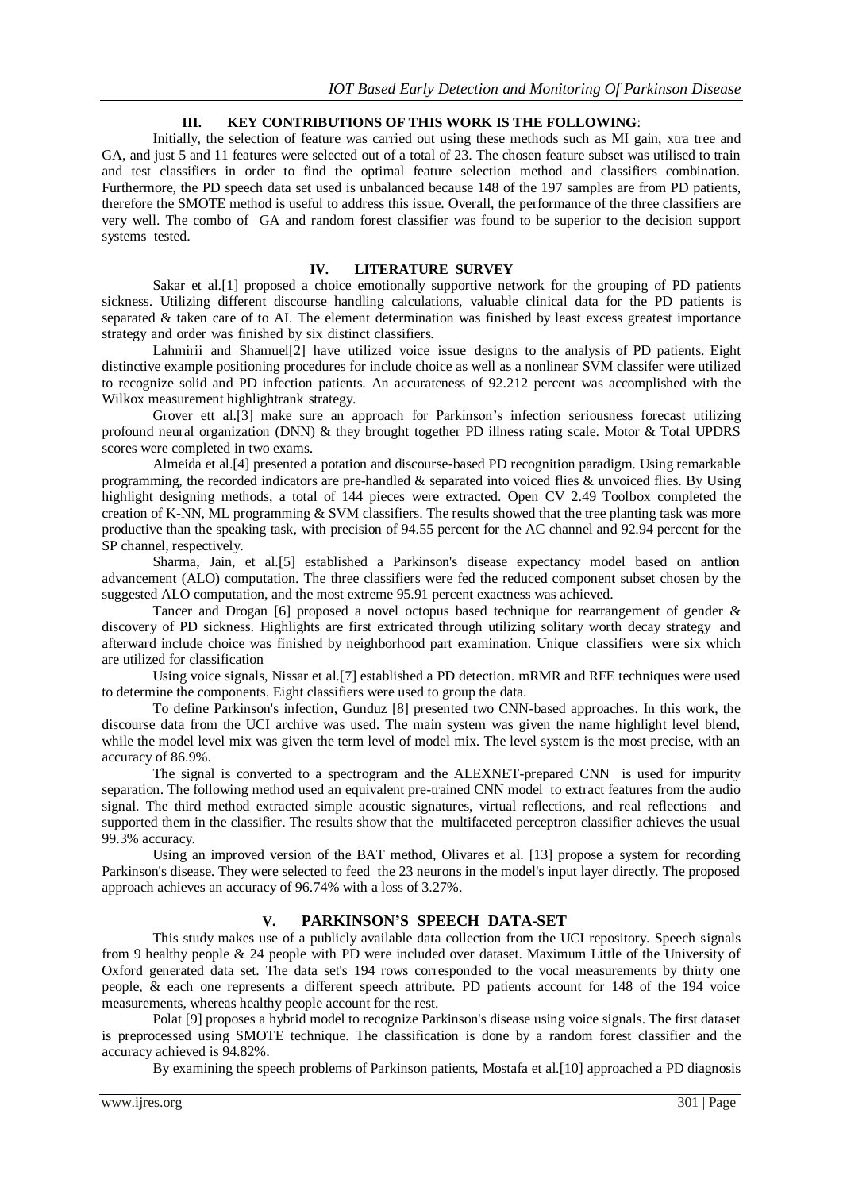## III. KEY CONTRIBUTIONS OF THIS WORK IS THE FOLLOWING:

Initially, the selection of feature was carried out using these methods such as MI gain, xtra tree and GA, and just 5 and 11 features were selected out of a total of 23. The chosen feature subset was utilised to train and test classifiers in order to find the optimal feature selection method and classifiers combination. Furthermore, the PD speech data set used is unbalanced because 148 of the 197 samples are from PD patients, therefore the SMOTE method is useful to address this issue. Overall, the performance of the three classifiers are very well. The combo of GA and random forest classifier was found to be superior to the decision support systems tested.

## IV. LITERATURE SURVEY

Sakar et al.[1] proposed a choice emotionally supportive network for the grouping of PD patients sickness. Utilizing different discourse handling calculations, valuable clinical data for the PD patients is separated & taken care of to AI. The element determination was finished by least excess greatest importance strategy and order was finished by six distinct classifiers.

Lahmirii and Shamuel[2] have utilized voice issue designs to the analysis of PD patients. Eight distinctive example positioning procedures for include choice as well as a nonlinear SVM classifer were utilized to recognize solid and PD infection patients. An accurateness of 92.212 percent was accomplished with the Wilkox measurement highlightrank strategy.

Grover ett al.[3] make sure an approach for Parkinson's infection seriousness forecast utilizing profound neural organization (DNN) & they brought together PD illness rating scale. Motor & Total UPDRS scores were completed in two exams.

Almeida et al.[4] presented a potation and discourse-based PD recognition paradigm. Using remarkable programming, the recorded indicators are pre-handled & separated into voiced flies & unvoiced flies. By Using highlight designing methods, a total of 144 pieces were extracted. Open CV 2.49 Toolbox completed the creation of K-NN, ML programming & SVM classifiers. The results showed that the tree planting task was more productive than the speaking task, with precision of 94.55 percent for the AC channel and 92.94 percent for the SP channel, respectively.

Sharma, Jain, et al.[5] established a Parkinson's disease expectancy model based on antlion advancement (ALO) computation. The three classifiers were fed the reduced component subset chosen by the suggested ALO computation, and the most extreme 95.91 percent exactness was achieved.

Tancer and Drogan [6] proposed a novel octopus based technique for rearrangement of gender & discovery of PD sickness. Highlights are first extricated through utilizing solitary worth decay strategy and afterward include choice was finished by neighborhood part examination. Unique classifiers were six which are utilized for classification

Using voice signals, Nissar et al.[7] established a PD detection. mRMR and RFE techniques were used to determine the components. Eight classifiers were used to group the data.

To define Parkinson's infection, Gunduz [8] presented two CNN-based approaches. In this work, the discourse data from the UCI archive was used. The main system was given the name highlight level blend, while the model level mix was given the term level of model mix. The level system is the most precise, with an accuracy of 86.9%.

The signal is converted to a spectrogram and the ALEXNET-prepared CNN is used for impurity separation. The following method used an equivalent pre-trained CNN model to extract features from the audio signal. The third method extracted simple acoustic signatures, virtual reflections, and real reflections and supported them in the classifier. The results show that the multifaceted perceptron classifier achieves the usual 99.3% accuracy.

Using an improved version of the BAT method, Olivares et al. [13] propose a system for recording Parkinson's disease. They were selected to feed the 23 neurons in the model's input layer directly. The proposed approach achieves an accuracy of 96.74% with a loss of 3.27%.

## V. PARKINSON'S SPEECH DATA-SET

This study makes use of a publicly available data collection from the UCI repository. Speech signals from 9 healthy people & 24 people with PD were included over dataset. Maximum Little of the University of Oxford generated data set. The data set's 194 rows corresponded to the vocal measurements by thirty one people, & each one represents a different speech attribute. PD patients account for 148 of the 194 voice measurements, whereas healthy people account for the rest.

Polat [9] proposes a hybrid model to recognize Parkinson's disease using voice signals. The first dataset is preprocessed using SMOTE technique. The classification is done by a random forest classifier and the accuracy achieved is 94.82%.

By examining the speech problems of Parkinson patients, Mostafa et al.[10] approached a PD diagnosis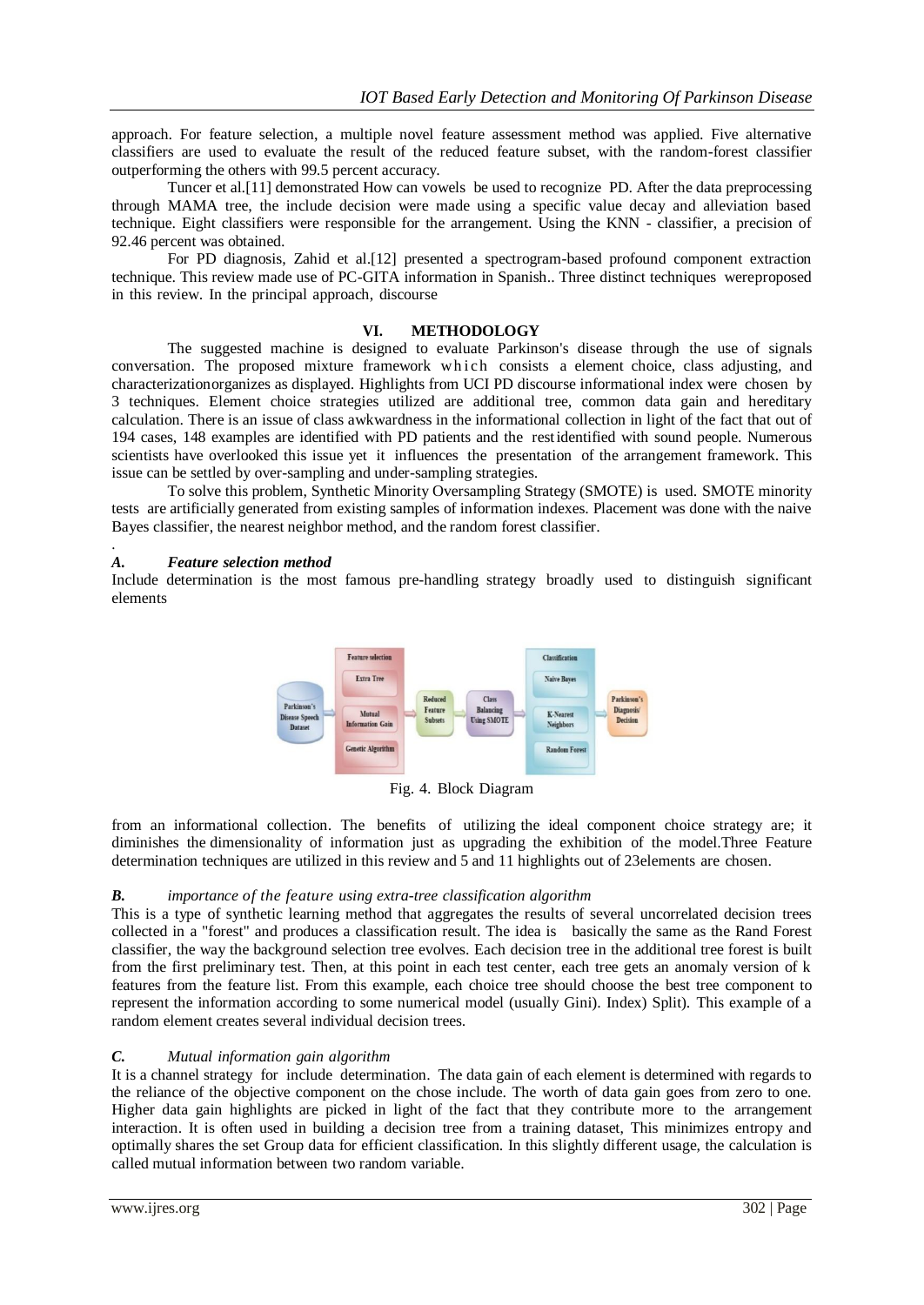approach. For feature selection, a multiple novel feature assessment method was applied. Five alternative classifiers are used to evaluate the result of the reduced feature subset, with the random-forest classifier outperforming the others with 99.5 percent accuracy.

Tuncer et al.[11] demonstrated How can vowels be used to recognize PD. After the data preprocessing through MAMA tree, the include decision were made using a specific value decay and alleviation based technique. Eight classifiers were responsible for the arrangement. Using the KNN - classifier, a precision of 92.46 percent was obtained.

For PD diagnosis, Zahid et al.[12] presented a spectrogram-based profound component extraction technique. This review made use of PC-GITA information in Spanish.. Three distinct techniques wereproposed in this review. In the principal approach, discourse

## VI. METHODOLOGY

The suggested machine is designed to evaluate Parkinson's disease through the use of signals conversation. The proposed mixture framework which consists a element choice, class adjusting, and characterizationorganizes as displayed. Highlights from UCI PD discourse informational index were chosen by 3 techniques. Element choice strategies utilized are additional tree, common data gain and hereditary calculation. There is an issue of class awkwardness in the informational collection in light of the fact that out of 194 cases, 148 examples are identified with PD patients and the restidentified with sound people. Numerous scientists have overlooked this issue yet it influences the presentation of the arrangement framework. This issue can be settled by over-sampling and under-sampling strategies.

To solve this problem, Synthetic Minority Oversampling Strategy (SMOTE) is used. SMOTE minority tests are artificially generated from existing samples of information indexes. Placement was done with the naive Bayes classifier, the nearest neighbor method, and the random forest classifier.

### A. *Feature selection method*

Include determination is the most famous pre-handling strategy broadly used to distinguish significant elements

Fig. 4. Block Diagram

from an informational collection. The benefits of utilizing the ideal component choice strategy are; it diminishes the dimensionality of information just as upgrading the exhibition of the model.Three Feature determination techniques are utilized in this review and 5 and 11 highlights out of 23elements are chosen.

### B. *importance of the feature using extra-tree classification algorithm*

This is a type of synthetic learning method that aggregates the results of several uncorrelated decision trees collected in a "forest" and produces a classification result. The idea is basically the same as the Rand Forest classifier, the way the background selection tree evolves. Each decision tree in the additional tree forest is built from the first preliminary test. Then, at this point in each test center, each tree gets an anomaly version of k features from the feature list. From this example, each choice tree should choose the best tree component to represent the information according to some numerical model (usually Gini). Index) Split). This example of a random element creates several individual decision trees.

### C. *Mutual information gain algorithm*

It is a channel strategy for include determination. The data gain of each element is determined with regards to the reliance of the objective component on the chose include. The worth of data gain goes from zero to one. Higher data gain highlights are picked in light of the fact that they contribute more to the arrangement interaction. It is often used in building a decision tree from a training dataset, This minimizes entropy and optimally shares the set Group data for efficient classification. In this slightly different usage, the calculation is called mutual information between two random variable.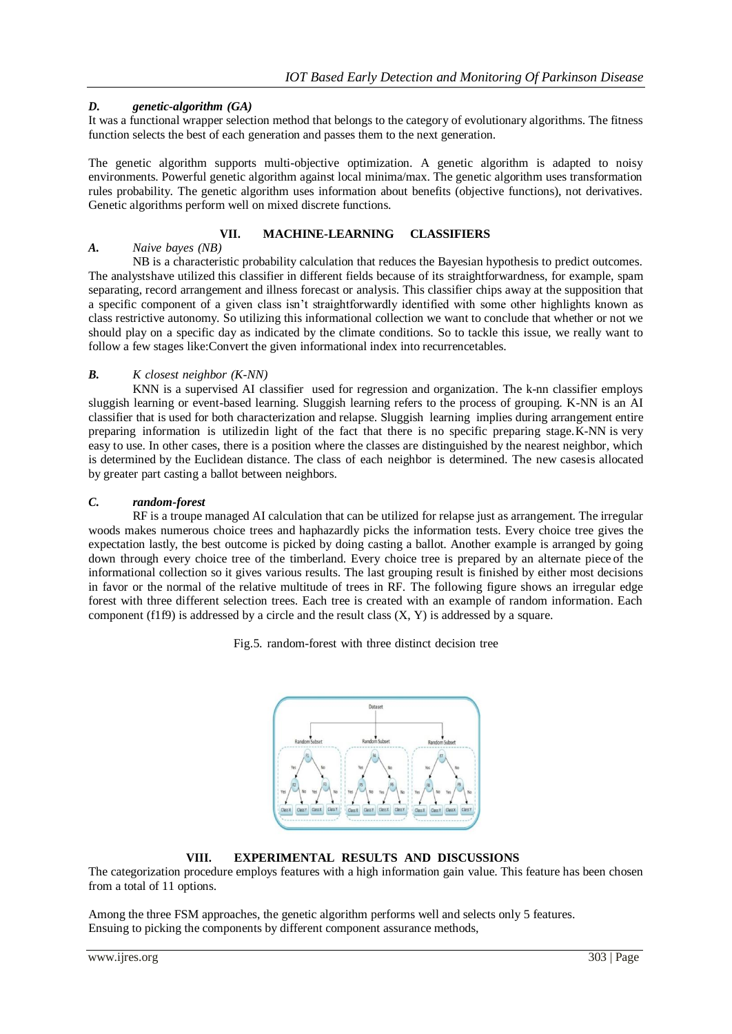### D. genetic-algorithm (GA)

It was a functional wrapper selection method that belongs to the category of evolutionary algorithms. The fitness function selects the best of each generation and passes them to the next generation.

The genetic algorithm supports multi-objective optimization. A genetic algorithm is adapted to noisy environments. Powerful genetic algorithm against local minima/max. The genetic algorithm uses transformation rules probability. The genetic algorithm uses information about benefits (objective functions), not derivatives. Genetic algorithms perform well on mixed discrete functions.

## VII. MACHINE-LEARNING CLASSIFIERS

### A. Naive bayes (NB)

NB is a characteristic probability calculation that reduces the Bayesian hypothesis to predict outcomes. The analystshave utilized this classifier in different fields because of its straightforwardness, for example, spam separating, record arrangement and illness forecast or analysis. This classifier chips away at the supposition that a specific component of a given class isn't straightforwardly identified with some other highlights known as class restrictive autonomy. So utilizing this informational collection we want to conclude that whether or not we should play on a specific day as indicated by the climate conditions. So to tackle this issue, we really want to follow a few stages like:Convert the given informational index into recurrencetables.

### B. K closest neighbor (K-NN)

KNN is a supervised AI classifier used for regression and organization. The k-nn classifier employs sluggish learning or event-based learning. Sluggish learning refers to the process of grouping. K-NN is an AI classifier that is used for both characterization and relapse. Sluggish learning implies during arrangement entire preparing information is utilizedin light of the fact that there is no specific preparing stage. K-NN is very easy to use. In other cases, there is a position where the classes are distinguished by the nearest neighbor, which is determined by the Euclidean distance. The class of each neighbor is determined. The new casesis allocated by greater part casting a ballot between neighbors.

### C. random-forest

RF is a troupe managed AI calculation that can be utilized for relapse just as arrangement. The irregular woods makes numerous choice trees and haphazardly picks the information tests. Every choice tree gives the expectation lastly, the best outcome is picked by doing casting a ballot. Another example is arranged by going down through every choice tree of the timberland. Every choice tree is prepared by an alternate piece of the informational collection so it gives various results. The last grouping result is finished by either most decisions in favor or the normal of the relative multitude of trees in RF. The following figure shows an irregular edge forest with three different selection trees. Each tree is created with an example of random information. Each component (f1f9) is addressed by a circle and the result class (X, Y) is addressed by a square.

Fig.5. random-forest with three distinct decision tree

## VIII. EXPERIMENTAL RESULTS AND DISCUSSIONS

The categorization procedure employs features with a high information gain value. This feature has been chosen from a total of 11 options.

Among the three FSM approaches, the genetic algorithm performs well and selects only 5 features.
Ensuing to picking the components by different component assurance methods,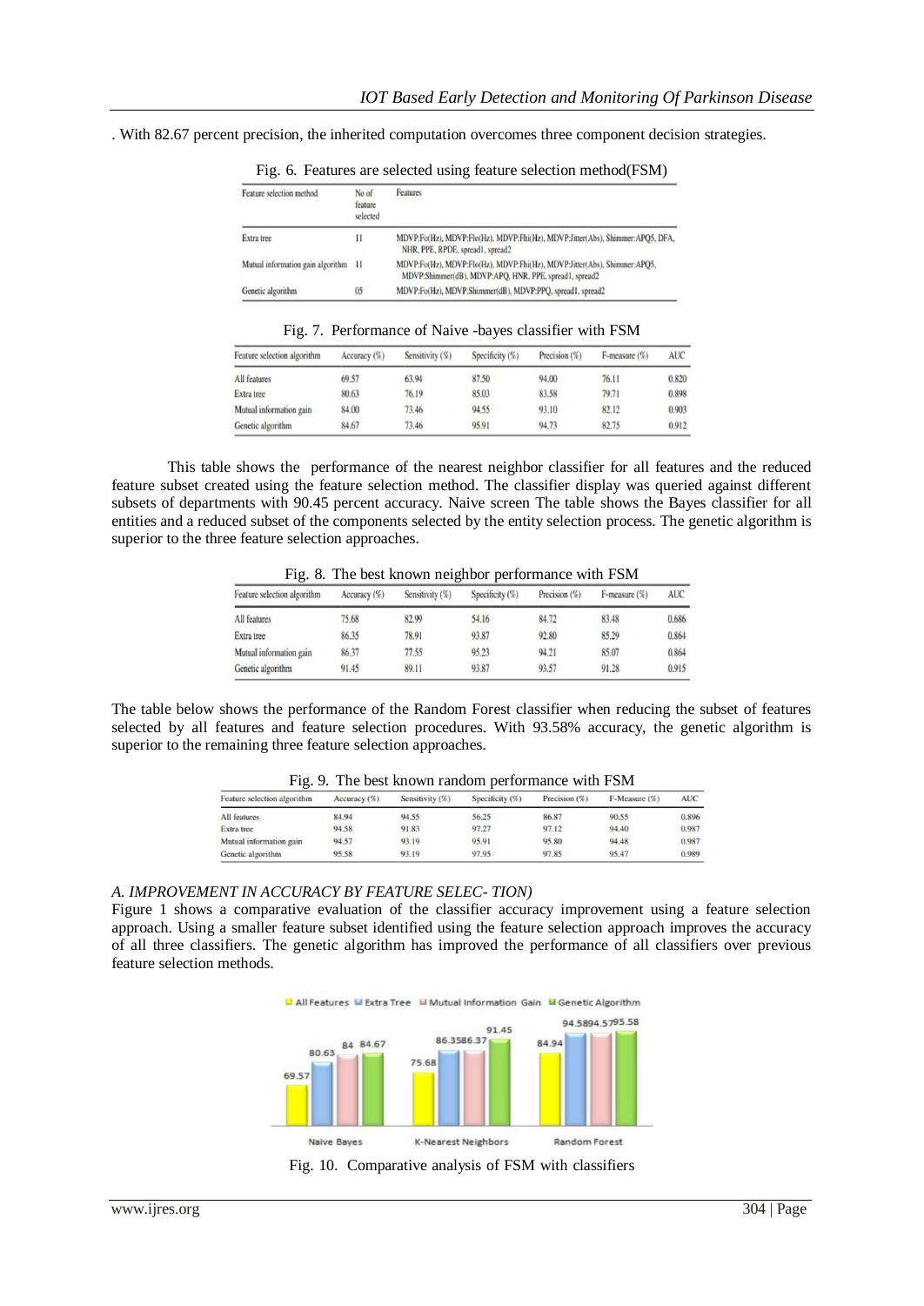. With 82.67 percent precision, the inherited computation overcomes three component decision strategies.

Fig. 6. Features are selected using feature selection method(FSM)

| Feature selection method | No of feature selected | Features |
|---|---|---|
| Extra tree | 11 | MDVP:Fo(Hz), MDVP:Flo(Hz), MDVP:Fhi(Hz), MDVP:Jitter(Abs), Shimmer:APQ5, DFA, NHR, PPE, RPDE, spread1, spread2 |
| Mutual information gain algorithm | 11 | MDVP:Fo(Hz), MDVP:Flo(Hz), MDVP:Fhi(Hz), MDVP:Jitter(Abs), Shimmer:APQ5, MDVP:Shimmer(dB), MDVP:APQ, HNR, PPE, spread1, spread2 |
| Genetic algorithm | 05 | MDVP:Fo(Hz), MDVP:Shimmer(dB), MDVP:PPQ, spread1, spread2 |

Fig. 7. Performance of Naive -bayes classifier with FSM

| Feature selection algorithm | Accuracy (%) | Sensitivity (%) | Specificity (%) | Precision (%) | F-measure (%) | AUC |
|---|---|---|---|---|---|---|
| All features | 69.57 | 63.94 | 87.50 | 94.00 | 76.11 | 0.820 |
| Extra tree | 80.63 | 76.19 | 85.03 | 83.58 | 79.71 | 0.898 |
| Mutual information gain | 84.00 | 73.46 | 94.55 | 93.10 | 82.12 | 0.903 |
| Genetic algorithm | 84.67 | 73.46 | 95.91 | 94.73 | 82.75 | 0.912 |

This table shows the performance of the nearest neighbor classifier for all features and the reduced feature subset created using the feature selection method. The classifier display was queried against different subsets of departments with 90.45 percent accuracy. Naive screen The table shows the Bayes classifier for all entities and a reduced subset of the components selected by the entity selection process. The genetic algorithm is superior to the three feature selection approaches.

Fig. 8. The best known neighbor performance with FSM

| Feature selection algorithm | Accuracy (%) | Sensitivity (%) | Specificity (%) | Precision (%) | F-measure (%) | AUC |
|---|---|---|---|---|---|---|
| All features | 75.68 | 82.99 | 54.16 | 84.72 | 83.48 | 0.686 |
| Extra tree | 86.35 | 78.91 | 93.87 | 92.80 | 85.29 | 0.864 |
| Mutual information gain | 86.37 | 77.55 | 95.23 | 94.21 | 85.07 | 0.864 |
| Genetic algorithm | 91.45 | 89.11 | 93.87 | 93.57 | 91.28 | 0.915 |

The table below shows the performance of the Random Forest classifier when reducing the subset of features selected by all features and feature selection procedures. With 93.58% accuracy, the genetic algorithm is superior to the remaining three feature selection approaches.

Fig. 9. The best known random performance with FSM

| Feature selection algorithm | Accuracy (%) | Sensitivity (%) | Specificity (%) | Precision (%) | F-Measure (%) | AUC |
|---|---|---|---|---|---|---|
| All features | 84.94 | 94.55 | 56.25 | 86.87 | 90.55 | 0.896 |
| Extra tree | 94.58 | 91.83 | 97.27 | 97.12 | 94.40 | 0.987 |
| Mutual information gain | 94.57 | 93.19 | 95.91 | 95.80 | 94.48 | 0.987 |
| Genetic algorithm | 95.58 | 93.19 | 97.95 | 97.85 | 95.47 | 0.989 |

*A. IMPROVEMENT IN ACCURACY BY FEATURE SELEC- TION)*

Figure 1 shows a comparative evaluation of the classifier accuracy improvement using a feature selection approach. Using a smaller feature subset identified using the feature selection approach improves the accuracy of all three classifiers. The genetic algorithm has improved the performance of all classifiers over previous feature selection methods.

Fig. 10. Comparative analysis of FSM with classifiers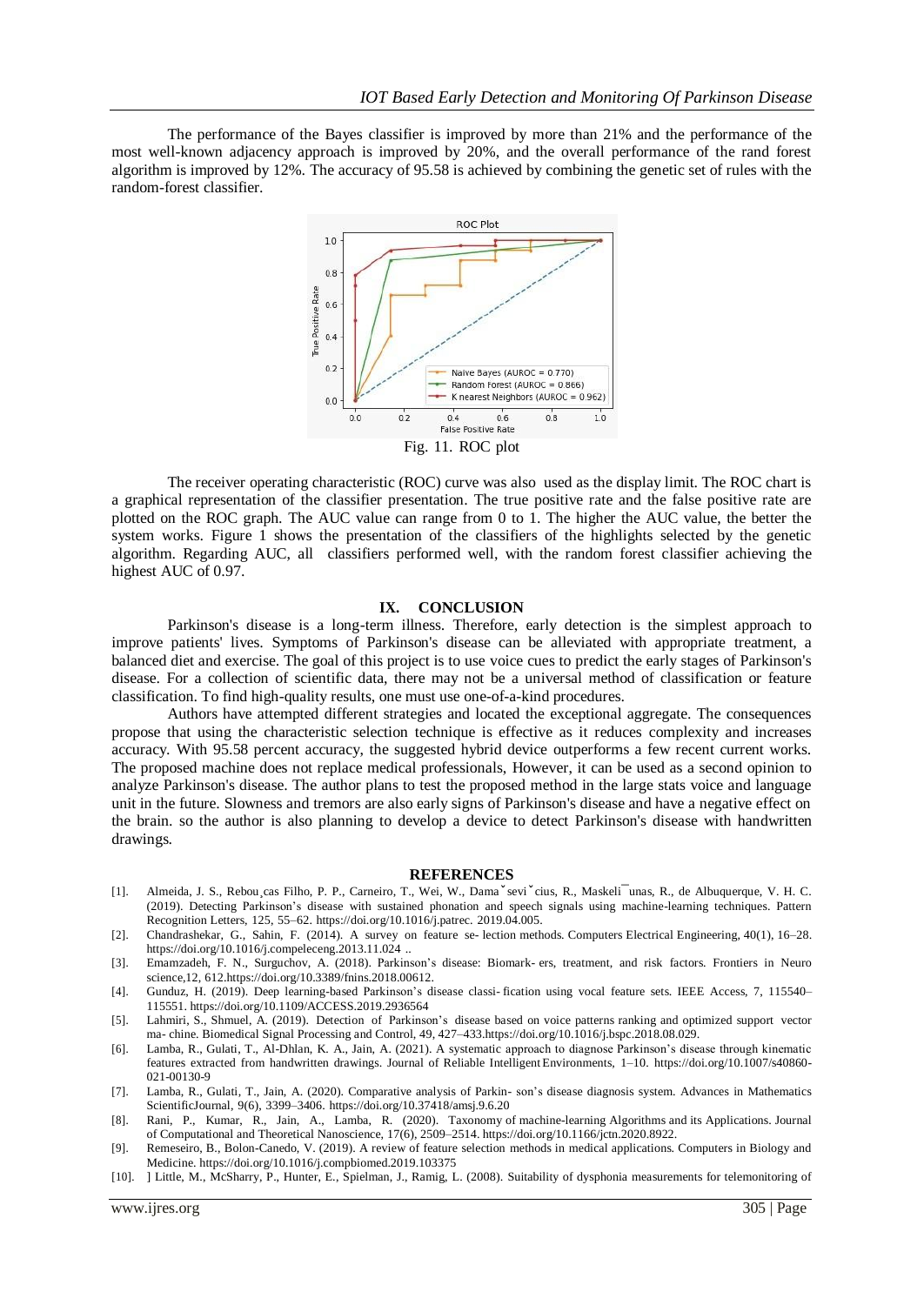The performance of the Bayes classifier is improved by more than 21% and the performance of the most well-known adjacency approach is improved by 20%, and the overall performance of the rand forest algorithm is improved by 12%. The accuracy of 95.58 is achieved by combining the genetic set of rules with the random-forest classifier.

Fig. 11. ROC plot

The receiver operating characteristic (ROC) curve was also used as the display limit. The ROC chart is a graphical representation of the classifier presentation. The true positive rate and the false positive rate are plotted on the ROC graph. The AUC value can range from 0 to 1. The higher the AUC value, the better the system works. Figure 1 shows the presentation of the classifiers of the highlights selected by the genetic algorithm. Regarding AUC, all classifiers performed well, with the random forest classifier achieving the highest AUC of 0.97.

## IX. CONCLUSION

Parkinson's disease is a long-term illness. Therefore, early detection is the simplest approach to improve patients' lives. Symptoms of Parkinson's disease can be alleviated with appropriate treatment, a balanced diet and exercise. The goal of this project is to use voice cues to predict the early stages of Parkinson's disease. For a collection of scientific data, there may not be a universal method of classification or feature classification. To find high-quality results, one must use one-of-a-kind procedures.

Authors have attempted different strategies and located the exceptional aggregate. The consequences propose that using the characteristic selection technique is effective as it reduces complexity and increases accuracy. With 95.58 percent accuracy, the suggested hybrid device outperforms a few recent current works. The proposed machine does not replace medical professionals, However, it can be used as a second opinion to analyze Parkinson's disease. The author plans to test the proposed method in the large stats voice and language unit in the future. Slowness and tremors are also early signs of Parkinson's disease and have a negative effect on the brain. so the author is also planning to develop a device to detect Parkinson's disease with handwritten drawings.

## REFERENCES

[1]. Almeida, J. S., Rebou¸cas Filho, P. P., Carneiro, T., Wei, W., Damaˇseviˇcius, R., Maskeli¯unas, R., de Albuquerque, V. H. C. (2019). Detecting Parkinson's disease with sustained phonation and speech signals using machine-learning techniques. Pattern Recognition Letters, 125, 55–62. https://doi.org/10.1016/j.patrec. 2019.04.005.

[2]. Chandrashekar, G., Sahin, F. (2014). A survey on feature se- lection methods. Computers Electrical Engineering, 40(1), 16–28. https://doi.org/10.1016/j.compeleceng.2013.11.024 ..

[3]. Emamzadeh, F. N., Surguchov, A. (2018). Parkinson's disease: Biomark- ers, treatment, and risk factors. Frontiers in Neuro science,12, 612.https://doi.org/10.3389/fnins.2018.00612.

[4]. Gunduz, H. (2019). Deep learning-based Parkinson's disease classi- fication using vocal feature sets. IEEE Access, 7, 115540–115551. https://doi.org/10.1109/ACCESS.2019.2936564

[5]. Lahmiri, S., Shmuel, A. (2019). Detection of Parkinson's disease based on voice patterns ranking and optimized support vector ma- chine. Biomedical Signal Processing and Control, 49, 427–433.https://doi.org/10.1016/j.bspc.2018.08.029.

[6]. Lamba, R., Gulati, T., Al-Dhlan, K. A., Jain, A. (2021). A systematic approach to diagnose Parkinson's disease through kinematic features extracted from handwritten drawings. Journal of Reliable Intelligent Environments, 1–10. https://doi.org/10.1007/s40860-021-00130-9

[7]. Lamba, R., Gulati, T., Jain, A. (2020). Comparative analysis of Parkin- son's disease diagnosis system. Advances in Mathematics ScientificJournal, 9(6), 3399–3406. https://doi.org/10.37418/amsj.9.6.20

[8]. Rani, P., Kumar, R., Jain, A., Lamba, R. (2020). Taxonomy of machine-learning Algorithms and its Applications. Journal of Computational and Theoretical Nanoscience, 17(6), 2509–2514. https://doi.org/10.1166/jctn.2020.8922.

[9]. Remeseiro, B., Bolon-Canedo, V. (2019). A review of feature selection methods in medical applications. Computers in Biology and Medicine. https://doi.org/10.1016/j.compbiomed.2019.103375

[10]. ] Little, M., McSharry, P., Hunter, E., Spielman, J., Ramig, L. (2008). Suitability of dysphonia measurements for telemonitoring of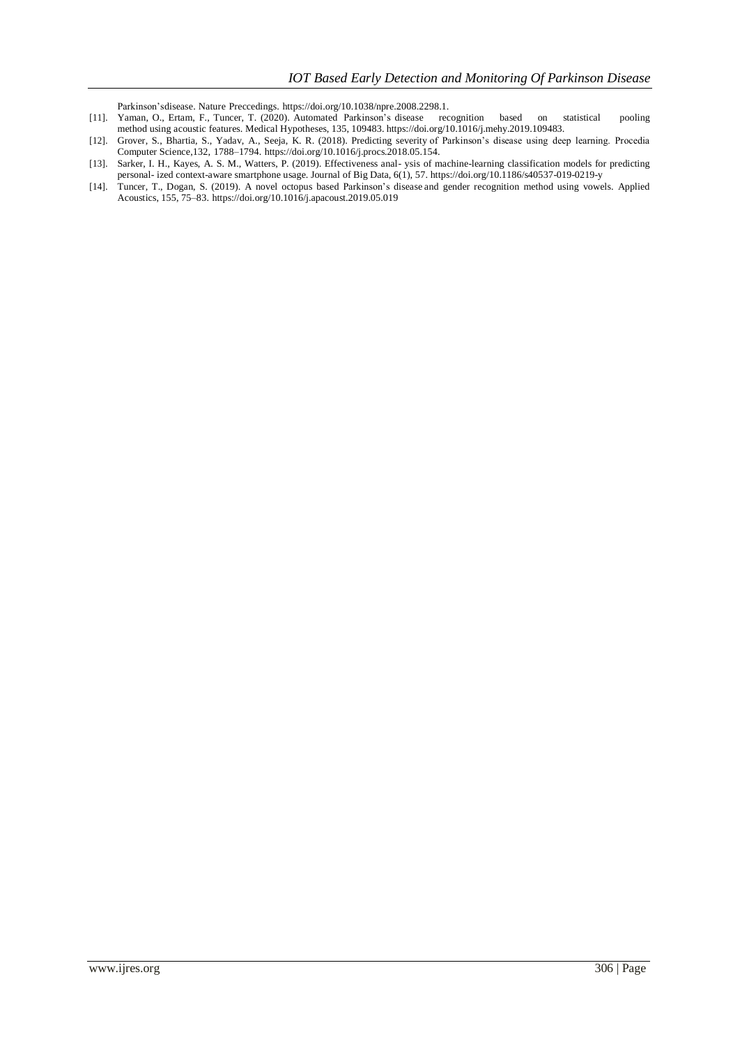Parkinson'sdisease. Nature Preccedings. https://doi.org/10.1038/npre.2008.2298.1.

[11]. Yaman, O., Ertam, F., Tuncer, T. (2020). Automated Parkinson's disease recognition based on statistical pooling method using acoustic features. Medical Hypotheses, 135, 109483. https://doi.org/10.1016/j.mehy.2019.109483.

[12]. Grover, S., Bhartia, S., Yadav, A., Seeja, K. R. (2018). Predicting severity of Parkinson's disease using deep learning. Procedia Computer Science,132, 1788–1794. https://doi.org/10.1016/j.procs.2018.05.154.

[13]. Sarker, I. H., Kayes, A. S. M., Watters, P. (2019). Effectiveness anal- ysis of machine-learning classification models for predicting personal- ized context-aware smartphone usage. Journal of Big Data, 6(1), 57. https://doi.org/10.1186/s40537-019-0219-y

[14]. Tuncer, T., Dogan, S. (2019). A novel octopus based Parkinson's disease and gender recognition method using vowels. Applied Acoustics, 155, 75–83. https://doi.org/10.1016/j.apacoust.2019.05.019